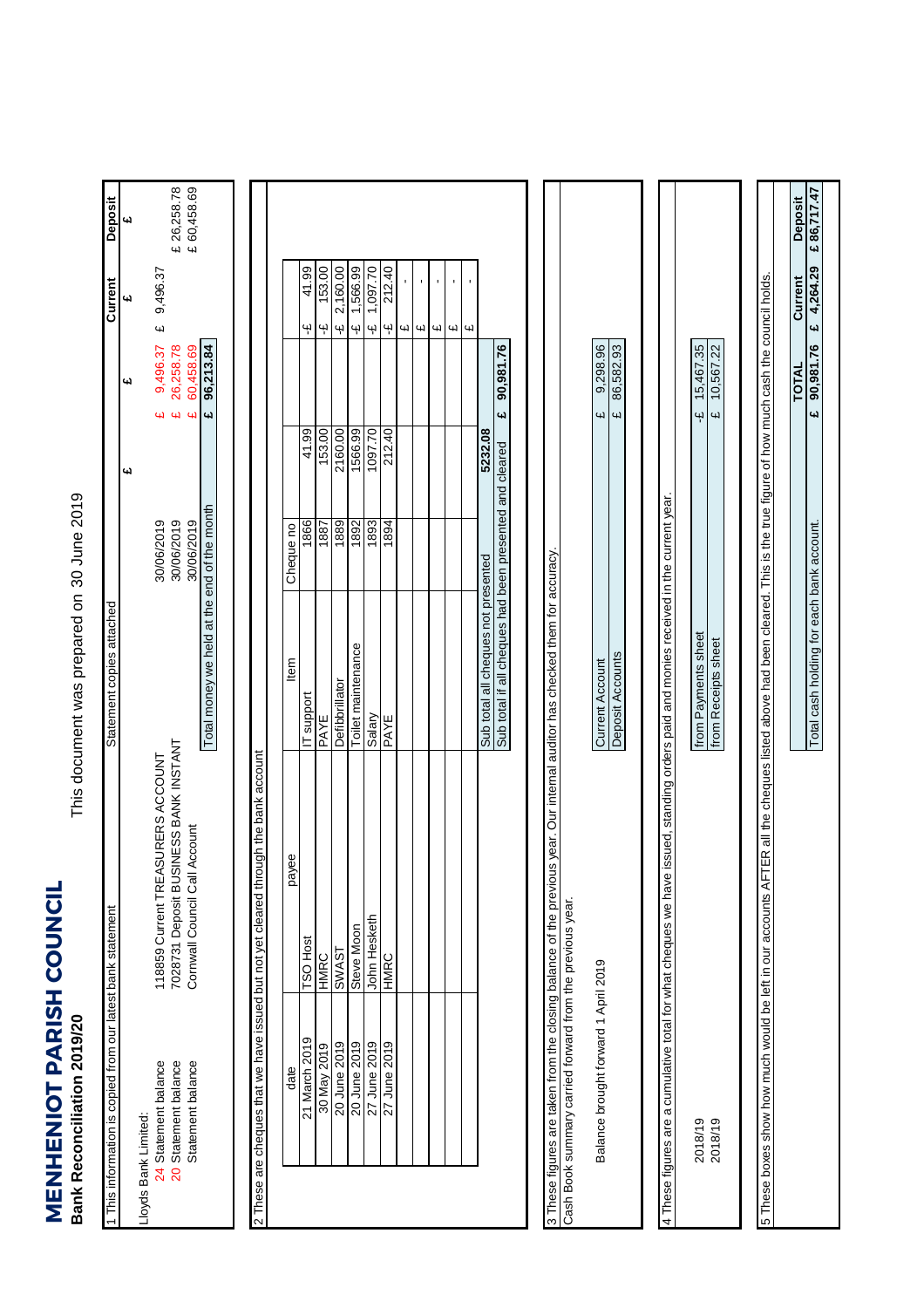# MENHENIOT PARISH COUNCIL

## Bank Reconciliation 2019/20

This document was prepared on 30 June 2019

### 1 This information is copied from our latest bank statement

| | | Statement copies attached | £ | £ | Current £ | Deposit £ |
|---|---|---|---|---|---|---|
| Lloyds Bank Limited: | | | | | | |
| 24 Statement balance | 118859 Current TREASURERS ACCOUNT | 30/06/2019 | | £ 9,496.37 | £ 9,496.37 | |
| 20 Statement balance | 7028731 Deposit BUSINESS BANK INSTANT | 30/06/2019 | | £ 26,258.78 | | £ 26,258.78 |
| Statement balance | Cornwall Council Call Account | 30/06/2019 | | £ 60,458.69 | | £ 60,458.69 |
| | | Total money we held at the end of the month | | £ 96,213.84 | | |

### 2 These are cheques that we have issued but not yet cleared through the bank account

| date | payee | Item | Cheque no | | |
|---|---|---|---|---|---|
| 21 March 2019 | TSO Host | IT support | 1866 | 41.99 | -£ 41.99 |
| 30 May 2019 | HMRC | PAYE | 1887 | 153.00 | -£ 153.00 |
| 20 June 2019 | SWAST | Defibrillator | 1889 | 2160.00 | -£ 2,160.00 |
| 20 June 2019 | Steve Moon | Toilet maintenance | 1892 | 1566.99 | -£ 1,566.99 |
| 27 June 2019 | John Hesketh | Salary | 1893 | 1097.70 | -£ 1,097.70 |
| 27 June 2019 | HMRC | PAYE | 1894 | 212.40 | -£ 212.40 |
| | | | | | £ - |
| | | | | | £ - |
| | | | | | £ - |
| | | | | | £ - |
| | | | | | £ - |
| | | Sub total all cheques not presented | | 5232.08 | |
| | | Sub total if all cheques had been presented and cleared | | £ 90,981.76 | |

### 3 These figures are taken from the closing balance of the previous year. Our internal auditor has checked them for accuracy.

Cash Book summary carried forward from the previous year.

| | | |
|---|---|---|
| Balance brought forward 1 April 2019 | Current Account | £ 9,298.96 |
| | Deposit Accounts | £ 86,582.93 |

### 4 These figures are a cumulative total for what cheques we have issued, standing orders paid and monies received in the current year.

| | | |
|---|---|---|
| 2018/19 | from Payments sheet | -£ 15,467.35 |
| 2018/19 | from Receipts sheet | £ 10,567.22 |

### 5 These boxes show how much would be left in our accounts AFTER all the cheques listed above had been cleared. This is the true figure of how much cash the council holds.

| | TOTAL | Current | Deposit |
|---|---|---|---|
| Total cash holding for each bank account. | £ 90,981.76 | £ 4,264.29 | £ 86,717.47 |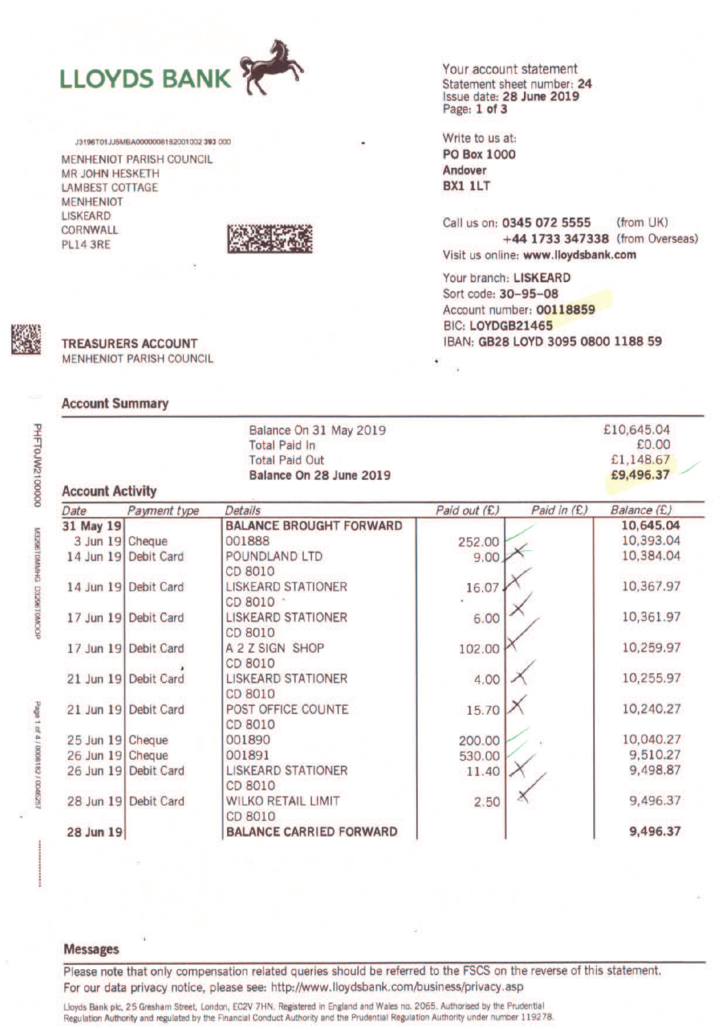# LLOYDS BANK

J3196T01JJ5MBA000000818200100​2 393 000

MENHENIOT PARISH COUNCIL
MR JOHN HESKETH
LAMBEST COTTAGE
MENHENIOT
LISKEARD
CORNWALL
PL14 3RE

Your account statement
Statement sheet number: **24**
Issue date: **28 June 2019**
Page: **1 of 3**

Write to us at:
**PO Box 1000**
**Andover**
**BX1 1LT**

Call us on: **0345 072 5555** (from UK)
**+44 1733 347338** (from Overseas)
Visit us online: **www.lloydsbank.com**

Your branch: **LISKEARD**
Sort code: **30-95-08**
Account number: **00118859**
BIC: **LOYDGB21465**
IBAN: **GB28 LOYD 3095 0800 1188 59**

**TREASURERS ACCOUNT**
MENHENIOT PARISH COUNCIL

## Account Summary

| | |
|---|---|
| Balance On 31 May 2019 | £10,645.04 |
| Total Paid In | £0.00 |
| Total Paid Out | £1,148.67 |
| **Balance On 28 June 2019** | **£9,496.37** |

## Account Activity

| Date | Payment type | Details | Paid out (£) | Paid in (£) | Balance (£) |
|---|---|---|---|---|---|
| **31 May 19** | | **BALANCE BROUGHT FORWARD** | | | **10,645.04** |
| 3 Jun 19 | Cheque | 001888 | 252.00 | | 10,393.04 |
| 14 Jun 19 | Debit Card | POUNDLAND LTD CD 8010 | 9.00 | | 10,384.04 |
| 14 Jun 19 | Debit Card | LISKEARD STATIONER CD 8010 | 16.07 | | 10,367.97 |
| 17 Jun 19 | Debit Card | LISKEARD STATIONER CD 8010 | 6.00 | | 10,361.97 |
| 17 Jun 19 | Debit Card | A 2 Z SIGN SHOP CD 8010 | 102.00 | | 10,259.97 |
| 21 Jun 19 | Debit Card | LISKEARD STATIONER CD 8010 | 4.00 | | 10,255.97 |
| 21 Jun 19 | Debit Card | POST OFFICE COUNTE CD 8010 | 15.70 | | 10,240.27 |
| 25 Jun 19 | Cheque | 001890 | 200.00 | | 10,040.27 |
| 26 Jun 19 | Cheque | 001891 | 530.00 | | 9,510.27 |
| 26 Jun 19 | Debit Card | LISKEARD STATIONER CD 8010 | 11.40 | | 9,498.87 |
| 28 Jun 19 | Debit Card | WILKO RETAIL LIMIT CD 8010 | 2.50 | | 9,496.37 |
| **28 Jun 19** | | **BALANCE CARRIED FORWARD** | | | **9,496.37** |

## Messages

Please note that only compensation related queries should be referred to the FSCS on the reverse of this statement.
For our data privacy notice, please see: http://www.lloydsbank.com/business/privacy.asp

Lloyds Bank plc, 25 Gresham Street, London, EC2V 7HN. Registered in England and Wales no. 2065. Authorised by the Prudential Regulation Authority and regulated by the Financial Conduct Authority and the Prudential Regulation Authority under number 119278.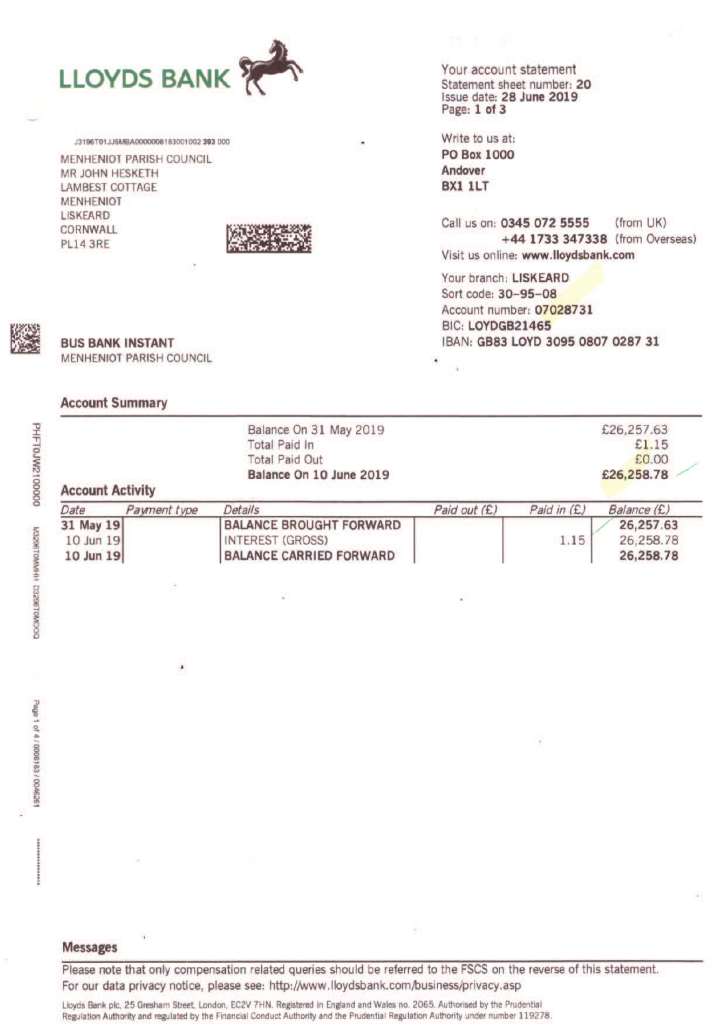# LLOYDS BANK

**Your account statement**
Statement sheet number: **20**
Issue date: **28 June 2019**

J3196T01JJ6MBA0000008183001002 **393** 000

MENHENIOT PARISH COUNCIL
MR JOHN HESKETH
LAMBEST COTTAGE
MENHENIOT
LISKEARD
CORNWALL
PL14 3RE

Write to us at:
**PO Box 1000**
**Andover**
**BX1 1LT**

Call us on: **0345 072 5555** (from UK)
**+44 1733 347338** (from Overseas)
Visit us online: **www.lloydsbank.com**

Your branch: **LISKEARD**
Sort code: **30-95-08**
Account number: **07028731**
BIC: **LOYDGB21465**
IBAN: **GB83 LOYD 3095 0807 0287 31**

**BUS BANK INSTANT**
MENHENIOT PARISH COUNCIL

## Account Summary

| | |
|---|---|
| Balance On 31 May 2019 | £26,257.63 |
| Total Paid In | £1.15 |
| Total Paid Out | £0.00 |
| **Balance On 10 June 2019** | **£26,258.78** |

## Account Activity

| *Date* | *Payment type* | *Details* | *Paid out (£)* | *Paid in (£)* | *Balance (£)* |
|---|---|---|---|---|---|
| **31 May 19** | | **BALANCE BROUGHT FORWARD** | | | **26,257.63** |
| 10 Jun 19 | | INTEREST (GROSS) | | 1.15 | 26,258.78 |
| **10 Jun 19** | | **BALANCE CARRIED FORWARD** | | | **26,258.78** |

PHFT0JW2100000

M3296T0MMHH D3296T0MOOQ

## Messages

Please note that only compensation related queries should be referred to the FSCS on the reverse of this statement.
For our data privacy notice, please see: http://www.lloydsbank.com/business/privacy.asp

Lloyds Bank plc, 25 Gresham Street, London, EC2V 7HN. Registered in England and Wales no. 2065. Authorised by the Prudential Regulation Authority and regulated by the Financial Conduct Authority and the Prudential Regulation Authority under number 119278.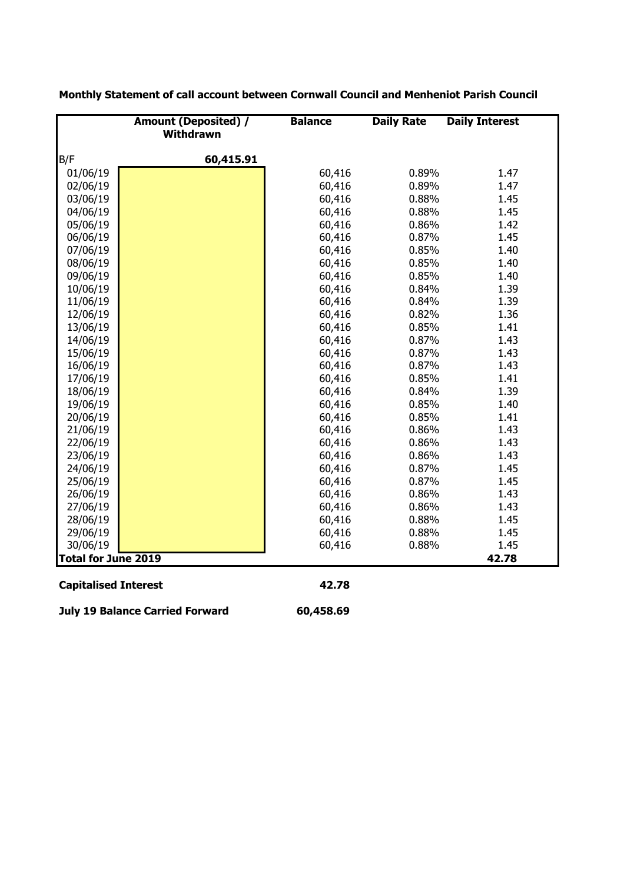**Monthly Statement of call account between Cornwall Council and Menheniot Parish Council**

| | Amount (Deposited) / Withdrawn | Balance | Daily Rate | Daily Interest |
|---|---|---|---|---|
| B/F | 60,415.91 | | | |
| 01/06/19 | | 60,416 | 0.89% | 1.47 |
| 02/06/19 | | 60,416 | 0.89% | 1.47 |
| 03/06/19 | | 60,416 | 0.88% | 1.45 |
| 04/06/19 | | 60,416 | 0.88% | 1.45 |
| 05/06/19 | | 60,416 | 0.86% | 1.42 |
| 06/06/19 | | 60,416 | 0.87% | 1.45 |
| 07/06/19 | | 60,416 | 0.85% | 1.40 |
| 08/06/19 | | 60,416 | 0.85% | 1.40 |
| 09/06/19 | | 60,416 | 0.85% | 1.40 |
| 10/06/19 | | 60,416 | 0.84% | 1.39 |
| 11/06/19 | | 60,416 | 0.84% | 1.39 |
| 12/06/19 | | 60,416 | 0.82% | 1.36 |
| 13/06/19 | | 60,416 | 0.85% | 1.41 |
| 14/06/19 | | 60,416 | 0.87% | 1.43 |
| 15/06/19 | | 60,416 | 0.87% | 1.43 |
| 16/06/19 | | 60,416 | 0.87% | 1.43 |
| 17/06/19 | | 60,416 | 0.85% | 1.41 |
| 18/06/19 | | 60,416 | 0.84% | 1.39 |
| 19/06/19 | | 60,416 | 0.85% | 1.40 |
| 20/06/19 | | 60,416 | 0.85% | 1.41 |
| 21/06/19 | | 60,416 | 0.86% | 1.43 |
| 22/06/19 | | 60,416 | 0.86% | 1.43 |
| 23/06/19 | | 60,416 | 0.86% | 1.43 |
| 24/06/19 | | 60,416 | 0.87% | 1.45 |
| 25/06/19 | | 60,416 | 0.87% | 1.45 |
| 26/06/19 | | 60,416 | 0.86% | 1.43 |
| 27/06/19 | | 60,416 | 0.86% | 1.43 |
| 28/06/19 | | 60,416 | 0.88% | 1.45 |
| 29/06/19 | | 60,416 | 0.88% | 1.45 |
| 30/06/19 | | 60,416 | 0.88% | 1.45 |
| **Total for June 2019** | | | | **42.78** |

**Capitalised Interest** **42.78**

**July 19 Balance Carried Forward** **60,458.69**